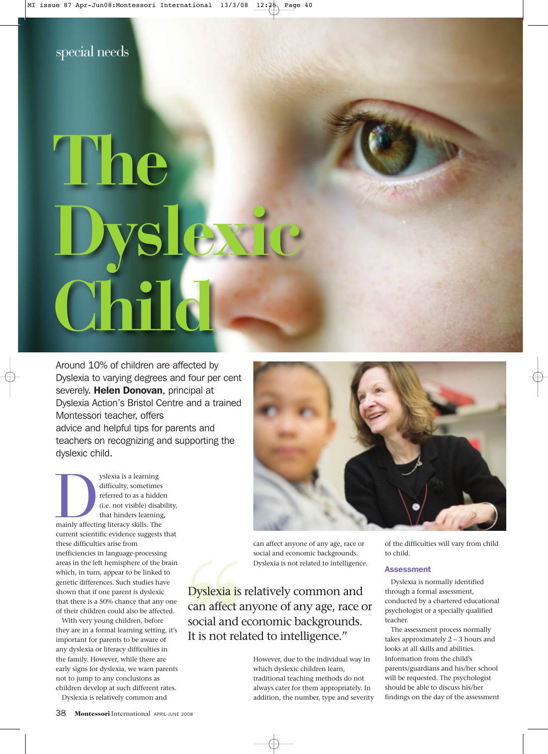special needs

# The Dyslexic Child

Around 10% of children are affected by Dyslexia to varying degrees and four per cent severely. **Helen Donovan**, principal at Dyslexia Action's Bristol Centre and a trained Montessori teacher, offers advice and helpful tips for parents and teachers on recognizing and supporting the dyslexic child.

Dyslexia is a learning difficulty, sometimes referred to as a hidden (i.e. not visible) disability, that hinders learning, mainly affecting literacy skills. The current scientific evidence suggests that these difficulties arise from inefficiencies in language-processing areas in the left hemisphere of the brain which, in turn, appear to be linked to genetic differences. Such studies have shown that if one parent is dyslexic that there is a 50% chance that any one of their children could also be affected.

With very young children, before they are in a formal learning setting, it's important for parents to be aware of any dyslexia or literacy difficulties in the family. However, while there are early signs for dyslexia, we warn parents not to jump to any conclusions as children develop at such different rates.

Dyslexia is relatively common and can affect anyone of any age, race or social and economic backgrounds. Dyslexia is not related to intelligence.

> Dyslexia is relatively common and can affect anyone of any age, race or social and economic backgrounds. It is not related to intelligence."

However, due to the individual way in which dyslexic children learn, traditional teaching methods do not always cater for them appropriately. In addition, the number, type and severity of the difficulties will vary from child to child.

## Assessment

Dyslexia is normally identified through a formal assessment, conducted by a chartered educational psychologist or a specially qualified teacher.

The assessment process normally takes approximately 2 – 3 hours and looks at all skills and abilities. Information from the child's parents/guardians and his/her school will be requested. The psychologist should be able to discuss his/her findings on the day of the assessment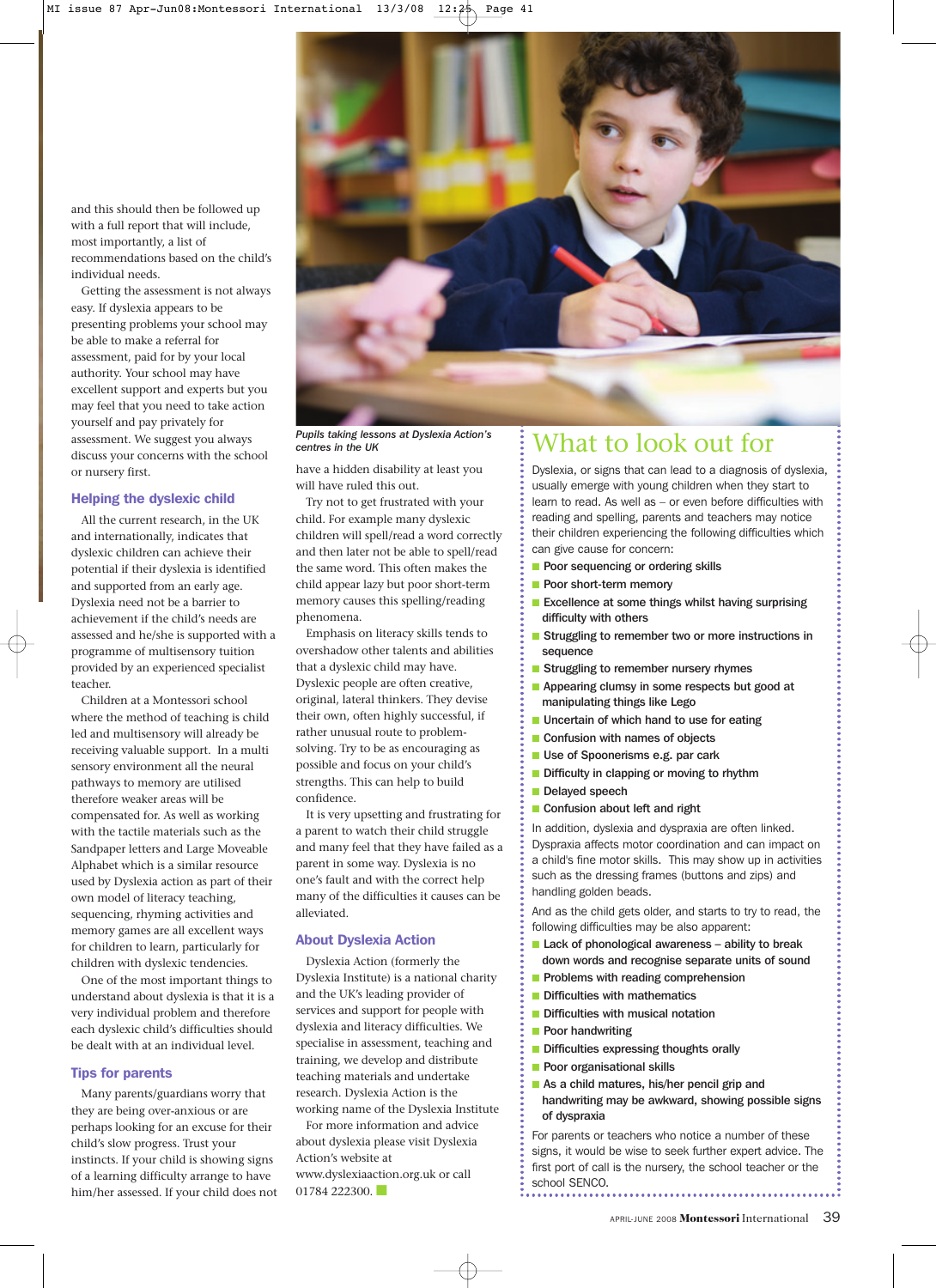and this should then be followed up with a full report that will include, most importantly, a list of recommendations based on the child's individual needs.

Getting the assessment is not always easy. If dyslexia appears to be presenting problems your school may be able to make a referral for assessment, paid for by your local authority. Your school may have excellent support and experts but you may feel that you need to take action yourself and pay privately for assessment. We suggest you always discuss your concerns with the school or nursery first.

## Helping the dyslexic child

All the current research, in the UK and internationally, indicates that dyslexic children can achieve their potential if their dyslexia is identified and supported from an early age. Dyslexia need not be a barrier to achievement if the child's needs are assessed and he/she is supported with a programme of multisensory tuition provided by an experienced specialist teacher.

Children at a Montessori school where the method of teaching is child led and multisensory will already be receiving valuable support. In a multi sensory environment all the neural pathways to memory are utilised therefore weaker areas will be compensated for. As well as working with the tactile materials such as the Sandpaper letters and Large Moveable Alphabet which is a similar resource used by Dyslexia action as part of their own model of literacy teaching, sequencing, rhyming activities and memory games are all excellent ways for children to learn, particularly for children with dyslexic tendencies.

One of the most important things to understand about dyslexia is that it is a very individual problem and therefore each dyslexic child's difficulties should be dealt with at an individual level.

## Tips for parents

Many parents/guardians worry that they are being over-anxious or are perhaps looking for an excuse for their child's slow progress. Trust your instincts. If your child is showing signs of a learning difficulty arrange to have him/her assessed. If your child does not have a hidden disability at least you will have ruled this out.

Try not to get frustrated with your child. For example many dyslexic children will spell/read a word correctly and then later not be able to spell/read the same word. This often makes the child appear lazy but poor short-term memory causes this spelling/reading phenomena.

Emphasis on literacy skills tends to overshadow other talents and abilities that a dyslexic child may have. Dyslexic people are often creative, original, lateral thinkers. They devise their own, often highly successful, if rather unusual route to problem-solving. Try to be as encouraging as possible and focus on your child's strengths. This can help to build confidence.

It is very upsetting and frustrating for a parent to watch their child struggle and many feel that they have failed as a parent in some way. Dyslexia is no one's fault and with the correct help many of the difficulties it causes can be alleviated.

## About Dyslexia Action

Dyslexia Action (formerly the Dyslexia Institute) is a national charity and the UK's leading provider of services and support for people with dyslexia and literacy difficulties. We specialise in assessment, teaching and training, we develop and distribute teaching materials and undertake research. Dyslexia Action is the working name of the Dyslexia Institute

For more information and advice about dyslexia please visit Dyslexia Action's website at www.dyslexiaaction.org.uk or call 01784 222300.

*Pupils taking lessons at Dyslexia Action's centres in the UK*

# What to look out for

Dyslexia, or signs that can lead to a diagnosis of dyslexia, usually emerge with young children when they start to learn to read. As well as – or even before difficulties with reading and spelling, parents and teachers may notice their children experiencing the following difficulties which can give cause for concern:

- **Poor sequencing or ordering skills**
- **Poor short-term memory**
- **Excellence at some things whilst having surprising difficulty with others**
- **Struggling to remember two or more instructions in sequence**
- **Struggling to remember nursery rhymes**
- **Appearing clumsy in some respects but good at manipulating things like Lego**
- **Uncertain of which hand to use for eating**
- **Confusion with names of objects**
- **Use of Spoonerisms e.g. par cark**
- **Difficulty in clapping or moving to rhythm**
- **Delayed speech**
- **Confusion about left and right**

In addition, dyslexia and dyspraxia are often linked. Dyspraxia affects motor coordination and can impact on a child's fine motor skills. This may show up in activities such as the dressing frames (buttons and zips) and handling golden beads.

And as the child gets older, and starts to try to read, the following difficulties may be also apparent:

- **Lack of phonological awareness – ability to break down words and recognise separate units of sound**
- **Problems with reading comprehension**
- **Difficulties with mathematics**
- **Difficulties with musical notation**
- **Poor handwriting**
- **Difficulties expressing thoughts orally**
- **Poor organisational skills**
- **As a child matures, his/her pencil grip and handwriting may be awkward, showing possible signs of dyspraxia**

For parents or teachers who notice a number of these signs, it would be wise to seek further expert advice. The first port of call is the nursery, the school teacher or the school SENCO.